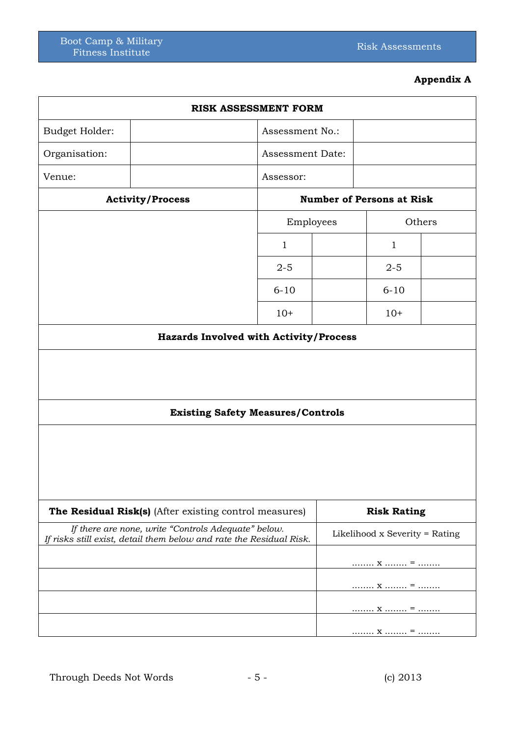**Appendix A**

| RISK ASSESSMENT FORM | | | |
|---|---|---|---|
| Budget Holder: | | Assessment No.: | |
| Organisation: | | Assessment Date: | |
| Venue: | | Assessor: | |

| Activity/Process | Number of Persons at Risk | | | |
|---|---|---|---|---|
| | Employees | | Others | |
| | 1 | | 1 | |
| | 2-5 | | 2-5 | |
| | 6-10 | | 6-10 | |
| | 10+ | | 10+ | |

| Hazards Involved with Activity/Process |
|---|
| |

| Existing Safety Measures/Controls |
|---|
| |

| **The Residual Risk(s)** (After existing control measures) | **Risk Rating** |
|---|---|
| *If there are none, write "Controls Adequate" below.* *If risks still exist, detail them below and rate the Residual Risk.* | Likelihood x Severity = Rating |
| | ........ x ........ = ........ |
| | ........ x ........ = ........ |
| | ........ x ........ = ........ |
| | ........ x ........ = ........ |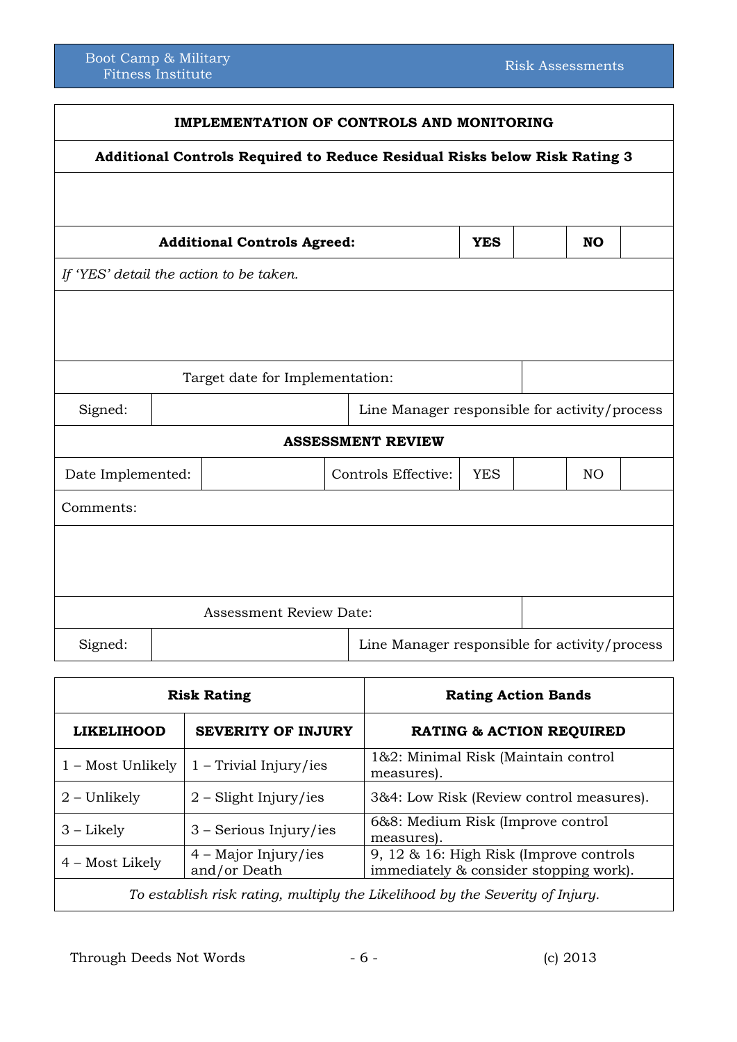| **IMPLEMENTATION OF CONTROLS AND MONITORING** | | | | | | |
|---|---|---|---|---|---|---|
| **Additional Controls Required to Reduce Residual Risks below Risk Rating 3** | | | | | | |
| | | | | | | |
| **Additional Controls Agreed:** | | | **YES** | | **NO** | |
| *If 'YES' detail the action to be taken.* | | | | | | |
| | | | | | | |
| Target date for Implementation: | | | | | | |
| Signed: | | Line Manager responsible for activity/process | | | | |
| **ASSESSMENT REVIEW** | | | | | | |
| Date Implemented: | | Controls Effective: | YES | | NO | |
| Comments: | | | | | | |
| | | | | | | |
| Assessment Review Date: | | | | | | |
| Signed: | | Line Manager responsible for activity/process | | | | |

| **Risk Rating** | | **Rating Action Bands** |
|---|---|---|
| **LIKELIHOOD** | **SEVERITY OF INJURY** | **RATING & ACTION REQUIRED** |
| 1 – Most Unlikely | 1 – Trivial Injury/ies | 1&2: Minimal Risk (Maintain control measures). |
| 2 – Unlikely | 2 – Slight Injury/ies | 3&4: Low Risk (Review control measures). |
| 3 – Likely | 3 – Serious Injury/ies | 6&8: Medium Risk (Improve control measures). |
| 4 – Most Likely | 4 – Major Injury/ies and/or Death | 9, 12 & 16: High Risk (Improve controls immediately & consider stopping work). |
| *To establish risk rating, multiply the Likelihood by the Severity of Injury.* | | |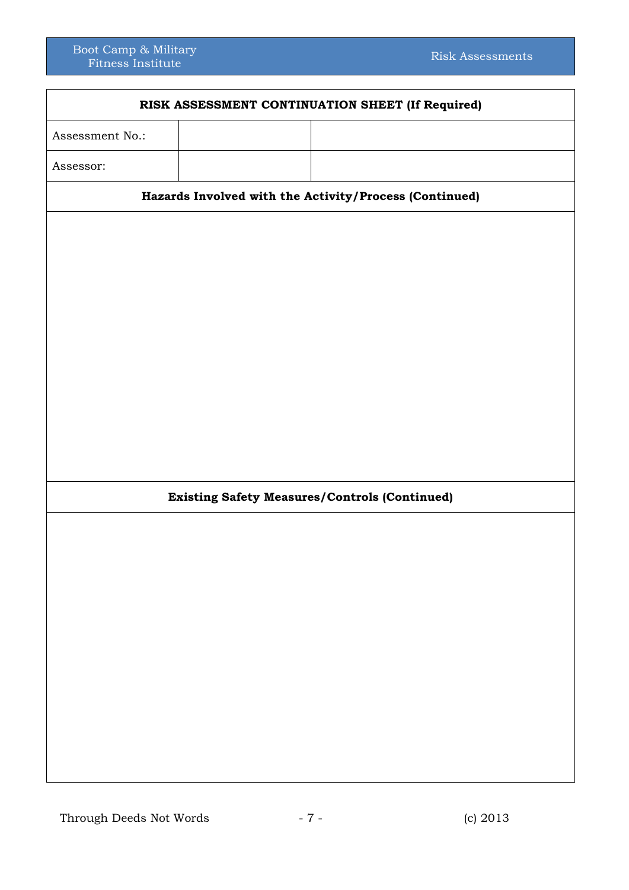| RISK ASSESSMENT CONTINUATION SHEET (If Required) | | |
|---|---|---|
| Assessment No.: | | |
| Assessor: | | |
| **Hazards Involved with the Activity/Process (Continued)** | | |
| | | |
| **Existing Safety Measures/Controls (Continued)** | | |
| | | |